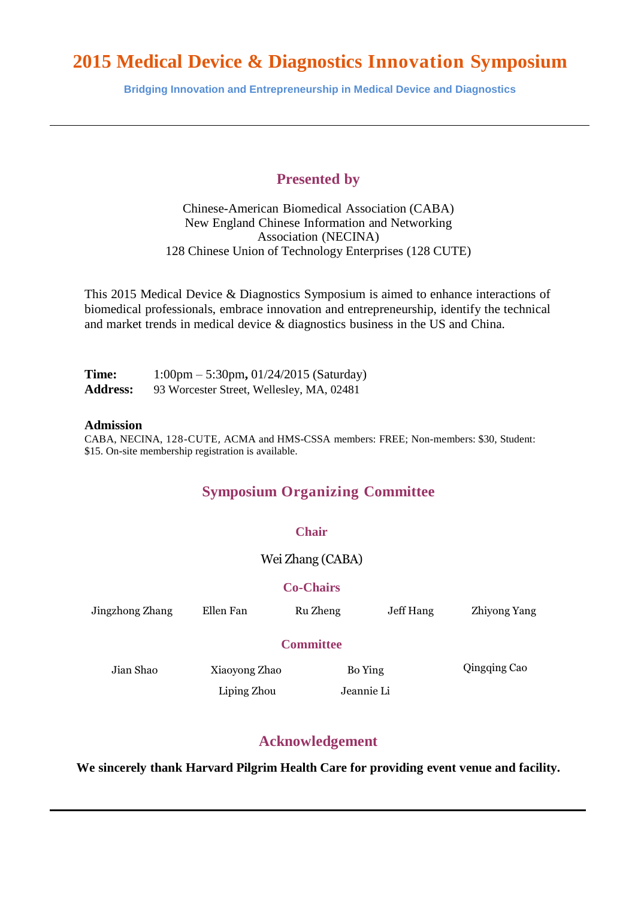# 2015 Medical Device & Diagnostics Innovation Symposium

**Bridging Innovation and Entrepreneurship in Medical Device and Diagnostics**

---

## Presented by

Chinese-American Biomedical Association (CABA)
New England Chinese Information and Networking Association (NECINA)
128 Chinese Union of Technology Enterprises (128 CUTE)

This 2015 Medical Device & Diagnostics Symposium is aimed to enhance interactions of biomedical professionals, embrace innovation and entrepreneurship, identify the technical and market trends in medical device & diagnostics business in the US and China.

**Time:** 1:00pm – 5:30pm**,** 01/24/2015 (Saturday)
**Address:** 93 Worcester Street, Wellesley, MA, 02481

**Admission**

CABA, NECINA, 128-CUTE, ACMA and HMS-CSSA members: FREE; Non-members: $30, Student: $15. On-site membership registration is available.

## Symposium Organizing Committee

### Chair

Wei Zhang (CABA)

### Co-Chairs

Jingzhong Zhang, Ellen Fan, Ru Zheng, Jeff Hang, Zhiyong Yang

### Committee

Jian Shao, Xiaoyong Zhao, Bo Ying, Qingqing Cao, Liping Zhou, Jeannie Li

## Acknowledgement

**We sincerely thank Harvard Pilgrim Health Care for providing event venue and facility.**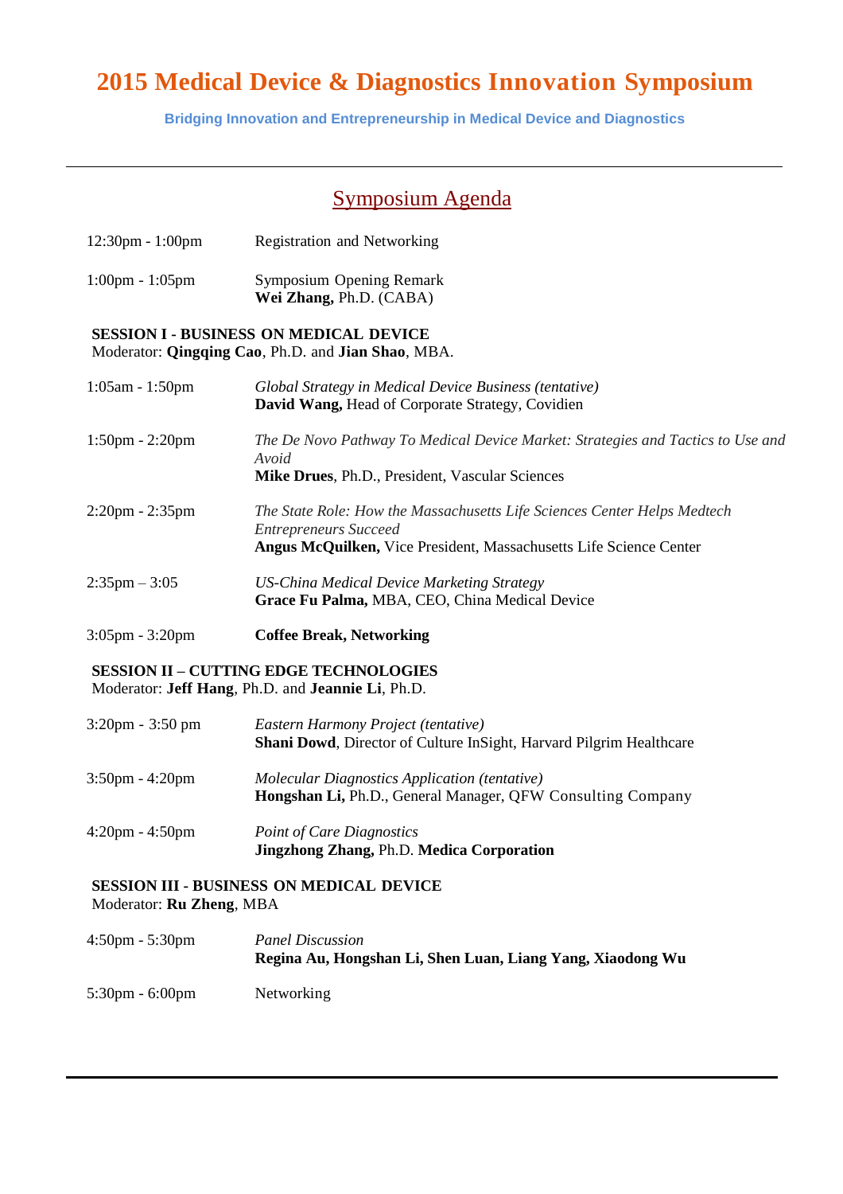# 2015 Medical Device & Diagnostics Innovation Symposium

**Bridging Innovation and Entrepreneurship in Medical Device and Diagnostics**

---

## Symposium Agenda

12:30pm - 1:00pm Registration and Networking

1:00pm - 1:05pm Symposium Opening Remark
**Wei Zhang,** Ph.D. (CABA)

**SESSION I - BUSINESS ON MEDICAL DEVICE**
Moderator: **Qingqing Cao**, Ph.D. and **Jian Shao**, MBA.

1:05am - 1:50pm *Global Strategy in Medical Device Business (tentative)*
**David Wang,** Head of Corporate Strategy, Covidien

1:50pm - 2:20pm *The De Novo Pathway To Medical Device Market: Strategies and Tactics to Use and Avoid*
**Mike Drues**, Ph.D., President, Vascular Sciences

2:20pm - 2:35pm *The State Role: How the Massachusetts Life Sciences Center Helps Medtech Entrepreneurs Succeed*
**Angus McQuilken,** Vice President, Massachusetts Life Science Center

2:35pm – 3:05 *US-China Medical Device Marketing Strategy*
**Grace Fu Palma,** MBA, CEO, China Medical Device

3:05pm - 3:20pm **Coffee Break, Networking**

**SESSION II – CUTTING EDGE TECHNOLOGIES**
Moderator: **Jeff Hang**, Ph.D. and **Jeannie Li**, Ph.D.

3:20pm - 3:50 pm *Eastern Harmony Project (tentative)*
**Shani Dowd**, Director of Culture InSight, Harvard Pilgrim Healthcare

3:50pm - 4:20pm *Molecular Diagnostics Application (tentative)*
**Hongshan Li,** Ph.D., General Manager, QFW Consulting Company

4:20pm - 4:50pm *Point of Care Diagnostics*
**Jingzhong Zhang,** Ph.D. **Medica Corporation**

**SESSION III - BUSINESS ON MEDICAL DEVICE**
Moderator: **Ru Zheng**, MBA

4:50pm - 5:30pm *Panel Discussion*
**Regina Au, Hongshan Li, Shen Luan, Liang Yang, Xiaodong Wu**

5:30pm - 6:00pm Networking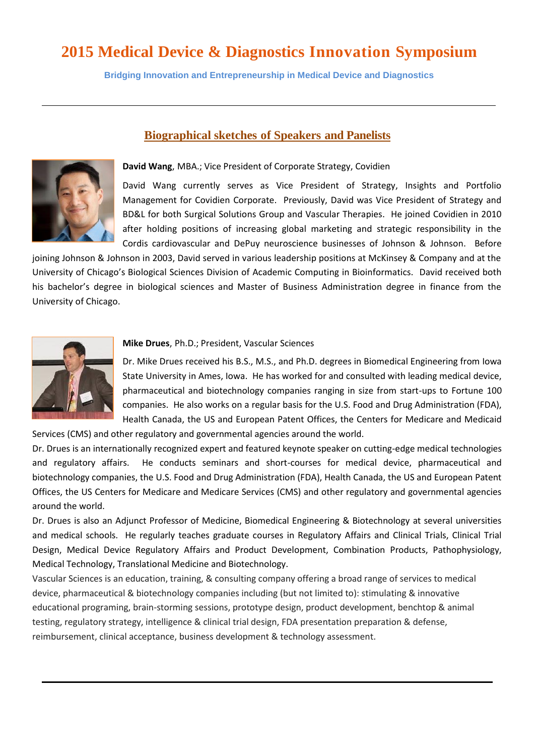# 2015 Medical Device & Diagnostics Innovation Symposium

**Bridging Innovation and Entrepreneurship in Medical Device and Diagnostics**

---

## Biographical sketches of Speakers and Panelists

**David Wang**, MBA.; Vice President of Corporate Strategy, Covidien

David Wang currently serves as Vice President of Strategy, Insights and Portfolio Management for Covidien Corporate. Previously, David was Vice President of Strategy and BD&L for both Surgical Solutions Group and Vascular Therapies. He joined Covidien in 2010 after holding positions of increasing global marketing and strategic responsibility in the Cordis cardiovascular and DePuy neuroscience businesses of Johnson & Johnson. Before joining Johnson & Johnson in 2003, David served in various leadership positions at McKinsey & Company and at the University of Chicago's Biological Sciences Division of Academic Computing in Bioinformatics. David received both his bachelor's degree in biological sciences and Master of Business Administration degree in finance from the University of Chicago.

**Mike Drues**, Ph.D.; President, Vascular Sciences

Dr. Mike Drues received his B.S., M.S., and Ph.D. degrees in Biomedical Engineering from Iowa State University in Ames, Iowa. He has worked for and consulted with leading medical device, pharmaceutical and biotechnology companies ranging in size from start-ups to Fortune 100 companies. He also works on a regular basis for the U.S. Food and Drug Administration (FDA), Health Canada, the US and European Patent Offices, the Centers for Medicare and Medicaid Services (CMS) and other regulatory and governmental agencies around the world.

Dr. Drues is an internationally recognized expert and featured keynote speaker on cutting-edge medical technologies and regulatory affairs. He conducts seminars and short-courses for medical device, pharmaceutical and biotechnology companies, the U.S. Food and Drug Administration (FDA), Health Canada, the US and European Patent Offices, the US Centers for Medicare and Medicare Services (CMS) and other regulatory and governmental agencies around the world.

Dr. Drues is also an Adjunct Professor of Medicine, Biomedical Engineering & Biotechnology at several universities and medical schools. He regularly teaches graduate courses in Regulatory Affairs and Clinical Trials, Clinical Trial Design, Medical Device Regulatory Affairs and Product Development, Combination Products, Pathophysiology, Medical Technology, Translational Medicine and Biotechnology.

Vascular Sciences is an education, training, & consulting company offering a broad range of services to medical device, pharmaceutical & biotechnology companies including (but not limited to): stimulating & innovative educational programing, brain-storming sessions, prototype design, product development, benchtop & animal testing, regulatory strategy, intelligence & clinical trial design, FDA presentation preparation & defense, reimbursement, clinical acceptance, business development & technology assessment.

---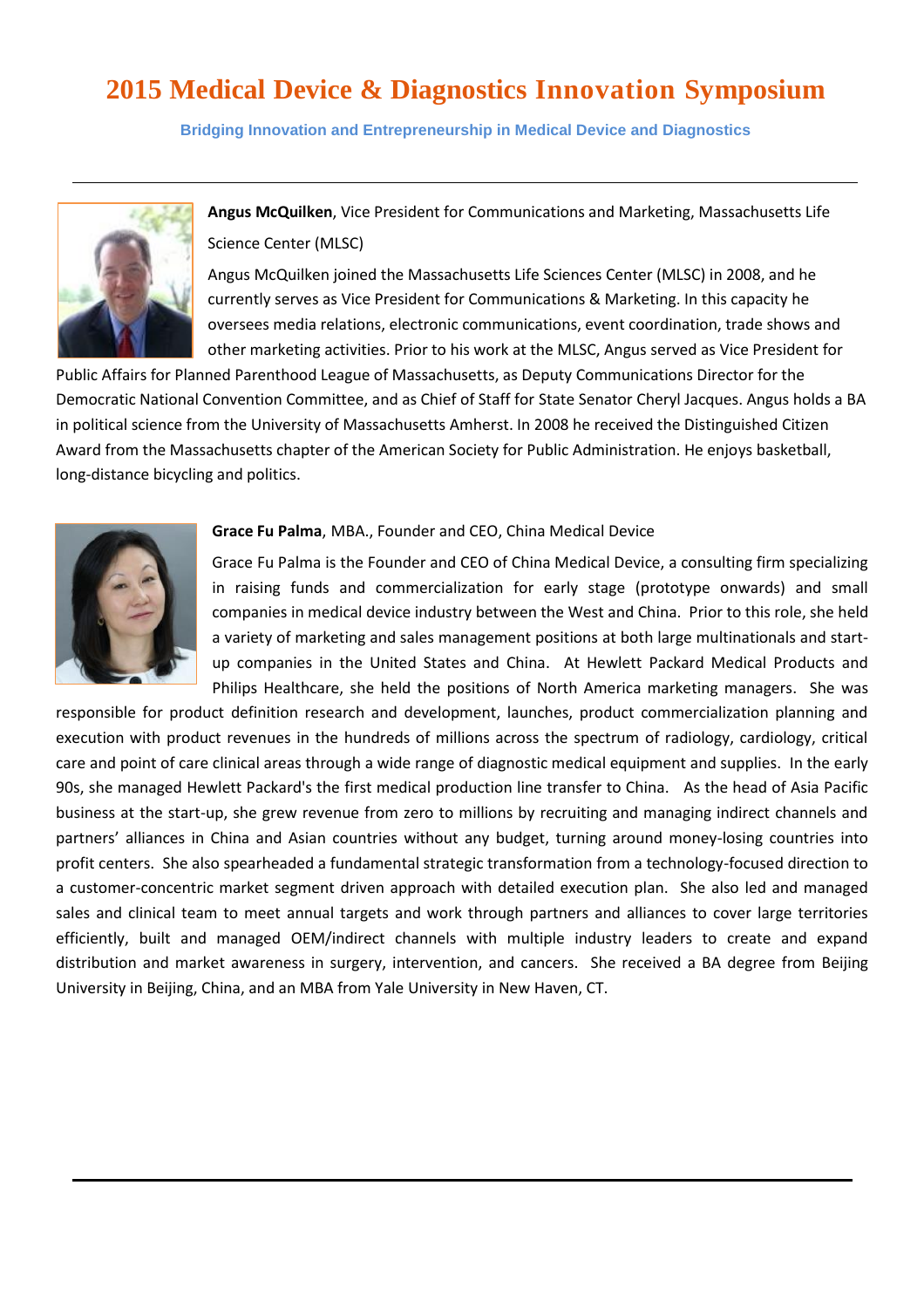# 2015 Medical Device & Diagnostics Innovation Symposium

**Bridging Innovation and Entrepreneurship in Medical Device and Diagnostics**

---

**Angus McQuilken**, Vice President for Communications and Marketing, Massachusetts Life Science Center (MLSC)

Angus McQuilken joined the Massachusetts Life Sciences Center (MLSC) in 2008, and he currently serves as Vice President for Communications & Marketing. In this capacity he oversees media relations, electronic communications, event coordination, trade shows and other marketing activities. Prior to his work at the MLSC, Angus served as Vice President for Public Affairs for Planned Parenthood League of Massachusetts, as Deputy Communications Director for the Democratic National Convention Committee, and as Chief of Staff for State Senator Cheryl Jacques. Angus holds a BA in political science from the University of Massachusetts Amherst. In 2008 he received the Distinguished Citizen Award from the Massachusetts chapter of the American Society for Public Administration. He enjoys basketball, long-distance bicycling and politics.

**Grace Fu Palma**, MBA., Founder and CEO, China Medical Device

Grace Fu Palma is the Founder and CEO of China Medical Device, a consulting firm specializing in raising funds and commercialization for early stage (prototype onwards) and small companies in medical device industry between the West and China. Prior to this role, she held a variety of marketing and sales management positions at both large multinationals and start-up companies in the United States and China. At Hewlett Packard Medical Products and Philips Healthcare, she held the positions of North America marketing managers. She was responsible for product definition research and development, launches, product commercialization planning and execution with product revenues in the hundreds of millions across the spectrum of radiology, cardiology, critical care and point of care clinical areas through a wide range of diagnostic medical equipment and supplies. In the early 90s, she managed Hewlett Packard's the first medical production line transfer to China. As the head of Asia Pacific business at the start-up, she grew revenue from zero to millions by recruiting and managing indirect channels and partners' alliances in China and Asian countries without any budget, turning around money-losing countries into profit centers. She also spearheaded a fundamental strategic transformation from a technology-focused direction to a customer-concentric market segment driven approach with detailed execution plan. She also led and managed sales and clinical team to meet annual targets and work through partners and alliances to cover large territories efficiently, built and managed OEM/indirect channels with multiple industry leaders to create and expand distribution and market awareness in surgery, intervention, and cancers. She received a BA degree from Beijing University in Beijing, China, and an MBA from Yale University in New Haven, CT.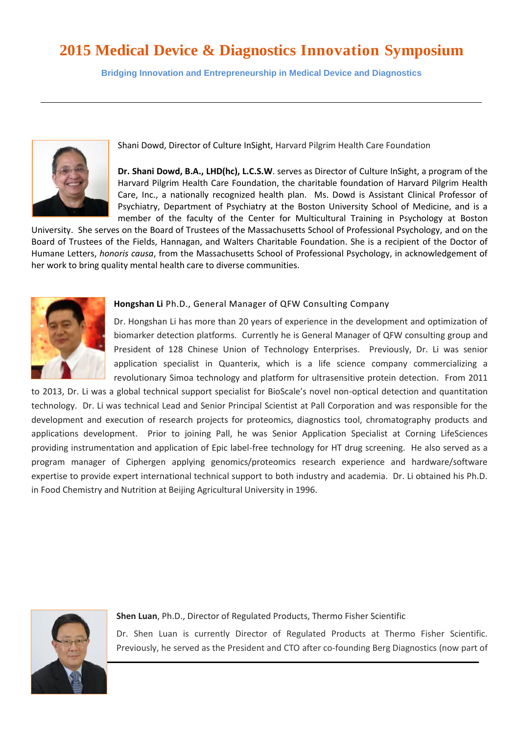# 2015 Medical Device & Diagnostics Innovation Symposium

**Bridging Innovation and Entrepreneurship in Medical Device and Diagnostics**

---

Shani Dowd, Director of Culture InSight, Harvard Pilgrim Health Care Foundation

**Dr. Shani Dowd, B.A., LHD(hc), L.C.S.W**. serves as Director of Culture InSight, a program of the Harvard Pilgrim Health Care Foundation, the charitable foundation of Harvard Pilgrim Health Care, Inc., a nationally recognized health plan. Ms. Dowd is Assistant Clinical Professor of Psychiatry, Department of Psychiatry at the Boston University School of Medicine, and is a member of the faculty of the Center for Multicultural Training in Psychology at Boston University. She serves on the Board of Trustees of the Massachusetts School of Professional Psychology, and on the Board of Trustees of the Fields, Hannagan, and Walters Charitable Foundation. She is a recipient of the Doctor of Humane Letters, *honoris causa*, from the Massachusetts School of Professional Psychology, in acknowledgement of her work to bring quality mental health care to diverse communities.

**Hongshan Li** Ph.D., General Manager of QFW Consulting Company

Dr. Hongshan Li has more than 20 years of experience in the development and optimization of biomarker detection platforms. Currently he is General Manager of QFW consulting group and President of 128 Chinese Union of Technology Enterprises. Previously, Dr. Li was senior application specialist in Quanterix, which is a life science company commercializing a revolutionary Simoa technology and platform for ultrasensitive protein detection. From 2011 to 2013, Dr. Li was a global technical support specialist for BioScale's novel non-optical detection and quantitation technology. Dr. Li was technical Lead and Senior Principal Scientist at Pall Corporation and was responsible for the development and execution of research projects for proteomics, diagnostics tool, chromatography products and applications development. Prior to joining Pall, he was Senior Application Specialist at Corning LifeSciences providing instrumentation and application of Epic label-free technology for HT drug screening. He also served as a program manager of Ciphergen applying genomics/proteomics research experience and hardware/software expertise to provide expert international technical support to both industry and academia. Dr. Li obtained his Ph.D. in Food Chemistry and Nutrition at Beijing Agricultural University in 1996.

**Shen Luan**, Ph.D., Director of Regulated Products, Thermo Fisher Scientific

Dr. Shen Luan is currently Director of Regulated Products at Thermo Fisher Scientific. Previously, he served as the President and CTO after co-founding Berg Diagnostics (now part of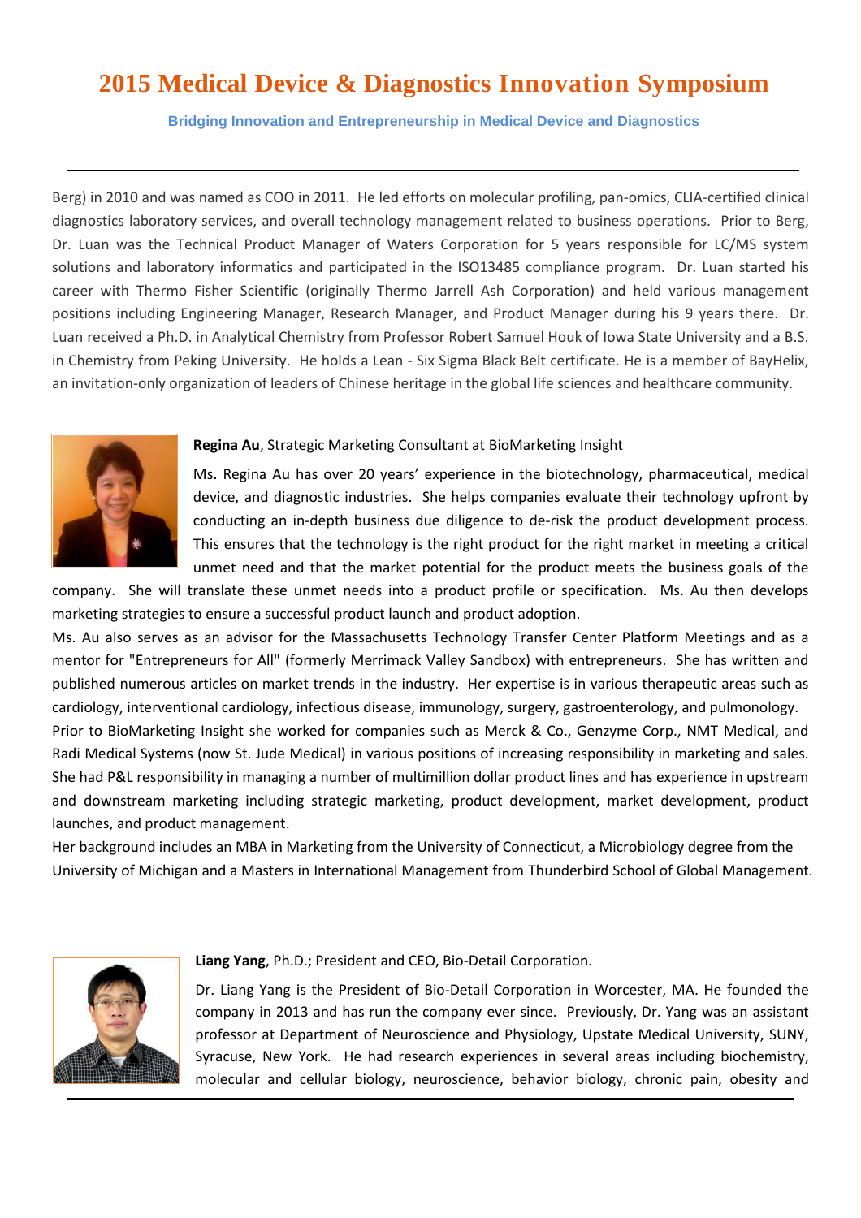Berg) in 2010 and was named as COO in 2011. He led efforts on molecular profiling, pan-omics, CLIA-certified clinical diagnostics laboratory services, and overall technology management related to business operations. Prior to Berg, Dr. Luan was the Technical Product Manager of Waters Corporation for 5 years responsible for LC/MS system solutions and laboratory informatics and participated in the ISO13485 compliance program. Dr. Luan started his career with Thermo Fisher Scientific (originally Thermo Jarrell Ash Corporation) and held various management positions including Engineering Manager, Research Manager, and Product Manager during his 9 years there. Dr. Luan received a Ph.D. in Analytical Chemistry from Professor Robert Samuel Houk of Iowa State University and a B.S. in Chemistry from Peking University. He holds a Lean - Six Sigma Black Belt certificate. He is a member of BayHelix, an invitation-only organization of leaders of Chinese heritage in the global life sciences and healthcare community.

**Regina Au**, Strategic Marketing Consultant at BioMarketing Insight

Ms. Regina Au has over 20 years' experience in the biotechnology, pharmaceutical, medical device, and diagnostic industries. She helps companies evaluate their technology upfront by conducting an in-depth business due diligence to de-risk the product development process. This ensures that the technology is the right product for the right market in meeting a critical unmet need and that the market potential for the product meets the business goals of the company. She will translate these unmet needs into a product profile or specification. Ms. Au then develops marketing strategies to ensure a successful product launch and product adoption.

Ms. Au also serves as an advisor for the Massachusetts Technology Transfer Center Platform Meetings and as a mentor for "Entrepreneurs for All" (formerly Merrimack Valley Sandbox) with entrepreneurs. She has written and published numerous articles on market trends in the industry. Her expertise is in various therapeutic areas such as cardiology, interventional cardiology, infectious disease, immunology, surgery, gastroenterology, and pulmonology.

Prior to BioMarketing Insight she worked for companies such as Merck & Co., Genzyme Corp., NMT Medical, and Radi Medical Systems (now St. Jude Medical) in various positions of increasing responsibility in marketing and sales. She had P&L responsibility in managing a number of multimillion dollar product lines and has experience in upstream and downstream marketing including strategic marketing, product development, market development, product launches, and product management.

Her background includes an MBA in Marketing from the University of Connecticut, a Microbiology degree from the University of Michigan and a Masters in International Management from Thunderbird School of Global Management.

**Liang Yang**, Ph.D.; President and CEO, Bio-Detail Corporation.

Dr. Liang Yang is the President of Bio-Detail Corporation in Worcester, MA. He founded the company in 2013 and has run the company ever since. Previously, Dr. Yang was an assistant professor at Department of Neuroscience and Physiology, Upstate Medical University, SUNY, Syracuse, New York. He had research experiences in several areas including biochemistry, molecular and cellular biology, neuroscience, behavior biology, chronic pain, obesity and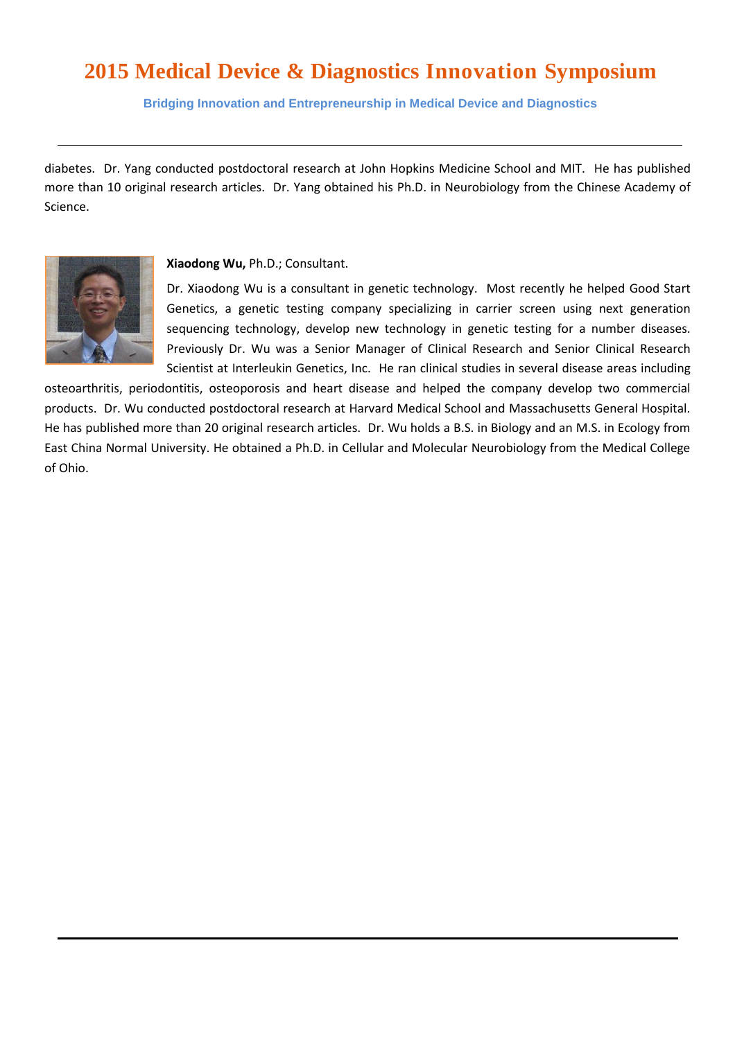diabetes. Dr. Yang conducted postdoctoral research at John Hopkins Medicine School and MIT. He has published more than 10 original research articles. Dr. Yang obtained his Ph.D. in Neurobiology from the Chinese Academy of Science.

**Xiaodong Wu,** Ph.D.; Consultant.

Dr. Xiaodong Wu is a consultant in genetic technology. Most recently he helped Good Start Genetics, a genetic testing company specializing in carrier screen using next generation sequencing technology, develop new technology in genetic testing for a number diseases. Previously Dr. Wu was a Senior Manager of Clinical Research and Senior Clinical Research Scientist at Interleukin Genetics, Inc. He ran clinical studies in several disease areas including osteoarthritis, periodontitis, osteoporosis and heart disease and helped the company develop two commercial products. Dr. Wu conducted postdoctoral research at Harvard Medical School and Massachusetts General Hospital. He has published more than 20 original research articles. Dr. Wu holds a B.S. in Biology and an M.S. in Ecology from East China Normal University. He obtained a Ph.D. in Cellular and Molecular Neurobiology from the Medical College of Ohio.